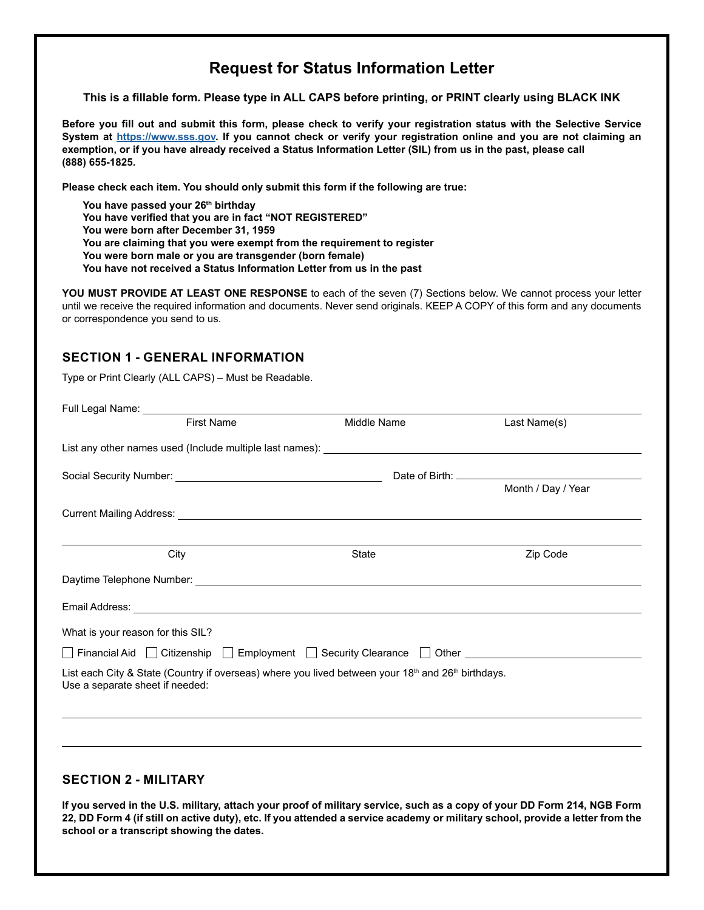# Request for Status Information Letter

**This is a fillable form. Please type in ALL CAPS before printing, or PRINT clearly using BLACK INK**

**Before you fill out and submit this form, please check to verify your registration status with the Selective Service System at [https://www.sss.gov](https://www.sss.gov). If you cannot check or verify your registration online and you are not claiming an exemption, or if you have already received a Status Information Letter (SIL) from us in the past, please call (888) 655-1825.**

**Please check each item. You should only submit this form if the following are true:**

- **You have passed your 26th birthday**
- **You have verified that you are in fact "NOT REGISTERED"**
- **You were born after December 31, 1959**
- **You are claiming that you were exempt from the requirement to register**
- **You were born male or you are transgender (born female)**
- **You have not received a Status Information Letter from us in the past**

**YOU MUST PROVIDE AT LEAST ONE RESPONSE** to each of the seven (7) Sections below. We cannot process your letter until we receive the required information and documents. Never send originals. KEEP A COPY of this form and any documents or correspondence you send to us.

## SECTION 1 - GENERAL INFORMATION

Type or Print Clearly (ALL CAPS) – Must be Readable.

Full Legal Name: ______________________________
First Name | Middle Name | Last Name(s)

List any other names used (Include multiple last names): ______________________________

Social Security Number: ____________________ Date of Birth: ____________________
Month / Day / Year

Current Mailing Address: ______________________________

______________________________
City | State | Zip Code

Daytime Telephone Number: ______________________________

Email Address: ______________________________

What is your reason for this SIL?

☐ Financial Aid ☐ Citizenship ☐ Employment ☐ Security Clearance ☐ Other ____________________

List each City & State (Country if overseas) where you lived between your 18th and 26th birthdays.
Use a separate sheet if needed:

______________________________

______________________________

## SECTION 2 - MILITARY

**If you served in the U.S. military, attach your proof of military service, such as a copy of your DD Form 214, NGB Form 22, DD Form 4 (if still on active duty), etc. If you attended a service academy or military school, provide a letter from the school or a transcript showing the dates.**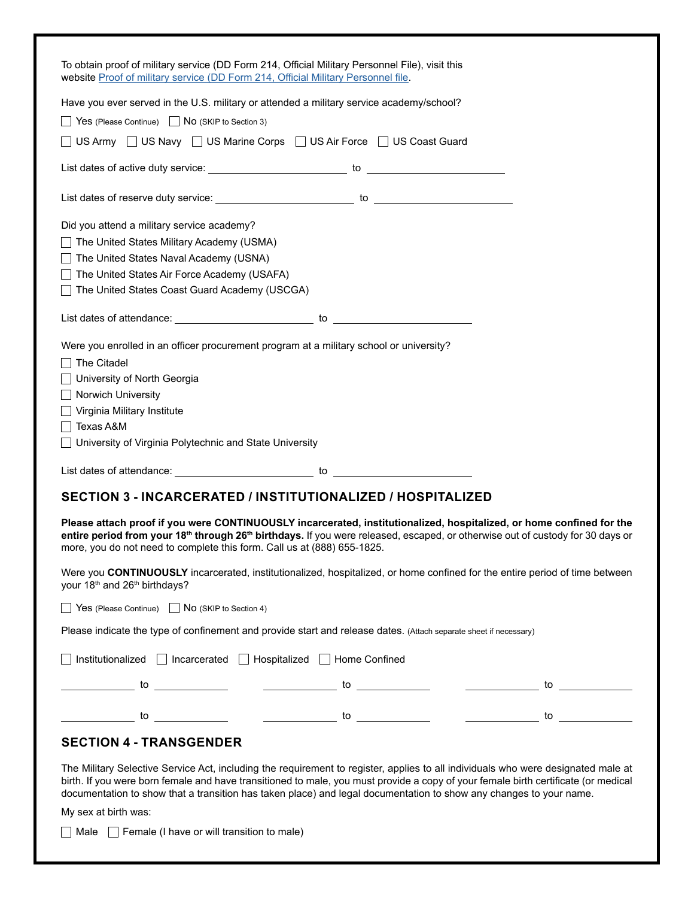To obtain proof of military service (DD Form 214, Official Military Personnel File), visit this website [Proof of military service (DD Form 214, Official Military Personnel file](#).

Have you ever served in the U.S. military or attended a military service academy/school?

☐ Yes (Please Continue) ☐ No (SKIP to Section 3)

☐ US Army ☐ US Navy ☐ US Marine Corps ☐ US Air Force ☐ US Coast Guard

List dates of active duty service: ______________________ to ______________________

List dates of reserve duty service: ______________________ to ______________________

Did you attend a military service academy?

☐ The United States Military Academy (USMA)

☐ The United States Naval Academy (USNA)

☐ The United States Air Force Academy (USAFA)

☐ The United States Coast Guard Academy (USCGA)

List dates of attendance: ______________________ to ______________________

Were you enrolled in an officer procurement program at a military school or university?

☐ The Citadel

☐ University of North Georgia

☐ Norwich University

☐ Virginia Military Institute

☐ Texas A&M

☐ University of Virginia Polytechnic and State University

List dates of attendance: ______________________ to ______________________

## SECTION 3 - INCARCERATED / INSTITUTIONALIZED / HOSPITALIZED

**Please attach proof if you were CONTINUOUSLY incarcerated, institutionalized, hospitalized, or home confined for the entire period from your 18th through 26th birthdays.** If you were released, escaped, or otherwise out of custody for 30 days or more, you do not need to complete this form. Call us at (888) 655-1825.

Were you **CONTINUOUSLY** incarcerated, institutionalized, hospitalized, or home confined for the entire period of time between your 18th and 26th birthdays?

☐ Yes (Please Continue) ☐ No (SKIP to Section 4)

Please indicate the type of confinement and provide start and release dates. (Attach separate sheet if necessary)

☐ Institutionalized ☐ Incarcerated ☐ Hospitalized ☐ Home Confined

__________ to __________ __________ to __________ __________ to __________

__________ to __________ __________ to __________ __________ to __________

## SECTION 4 - TRANSGENDER

The Military Selective Service Act, including the requirement to register, applies to all individuals who were designated male at birth. If you were born female and have transitioned to male, you must provide a copy of your female birth certificate (or medical documentation to show that a transition has taken place) and legal documentation to show any changes to your name.

My sex at birth was:

☐ Male ☐ Female (I have or will transition to male)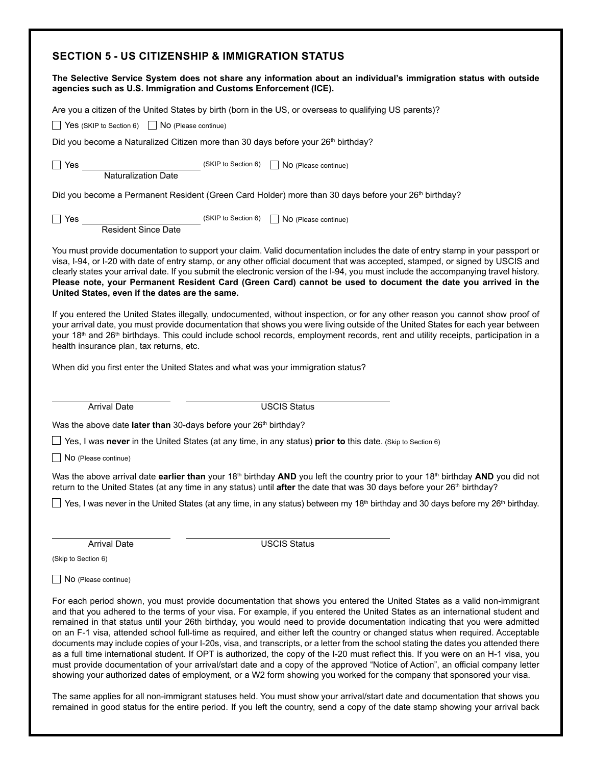## SECTION 5 - US CITIZENSHIP & IMMIGRATION STATUS

**The Selective Service System does not share any information about an individual's immigration status with outside agencies such as U.S. Immigration and Customs Enforcement (ICE).**

Are you a citizen of the United States by birth (born in the US, or overseas to qualifying US parents)?

☐ Yes (SKIP to Section 6) ☐ No (Please continue)

Did you become a Naturalized Citizen more than 30 days before your 26th birthday?

☐ Yes \_\_\_\_\_\_\_\_\_\_\_\_\_\_\_\_\_\_\_\_\_\_ (SKIP to Section 6) ☐ No (Please continue)
Naturalization Date

Did you become a Permanent Resident (Green Card Holder) more than 30 days before your 26th birthday?

☐ Yes \_\_\_\_\_\_\_\_\_\_\_\_\_\_\_\_\_\_\_\_\_\_ (SKIP to Section 6) ☐ No (Please continue)
Resident Since Date

You must provide documentation to support your claim. Valid documentation includes the date of entry stamp in your passport or visa, I-94, or I-20 with date of entry stamp, or any other official document that was accepted, stamped, or signed by USCIS and clearly states your arrival date. If you submit the electronic version of the I-94, you must include the accompanying travel history. **Please note, your Permanent Resident Card (Green Card) cannot be used to document the date you arrived in the United States, even if the dates are the same.**

If you entered the United States illegally, undocumented, without inspection, or for any other reason you cannot show proof of your arrival date, you must provide documentation that shows you were living outside of the United States for each year between your 18th and 26th birthdays. This could include school records, employment records, rent and utility receipts, participation in a health insurance plan, tax returns, etc.

When did you first enter the United States and what was your immigration status?

\_\_\_\_\_\_\_\_\_\_\_\_\_\_\_\_\_\_\_\_\_\_ \_\_\_\_\_\_\_\_\_\_\_\_\_\_\_\_\_\_\_\_\_\_\_\_\_\_\_\_\_\_\_\_\_\_\_\_
Arrival Date USCIS Status

Was the above date **later than** 30-days before your 26th birthday?

☐ Yes, I was **never** in the United States (at any time, in any status) **prior to** this date. (Skip to Section 6)

☐ No (Please continue)

Was the above arrival date **earlier than** your 18th birthday **AND** you left the country prior to your 18th birthday **AND** you did not return to the United States (at any time in any status) until **after** the date that was 30 days before your 26th birthday?

☐ Yes, I was never in the United States (at any time, in any status) between my 18th birthday and 30 days before my 26th birthday.

\_\_\_\_\_\_\_\_\_\_\_\_\_\_\_\_\_\_\_\_\_\_ \_\_\_\_\_\_\_\_\_\_\_\_\_\_\_\_\_\_\_\_\_\_\_\_\_\_\_\_\_\_\_\_\_\_\_\_
Arrival Date USCIS Status

(Skip to Section 6)

☐ No (Please continue)

For each period shown, you must provide documentation that shows you entered the United States as a valid non-immigrant and that you adhered to the terms of your visa. For example, if you entered the United States as an international student and remained in that status until your 26th birthday, you would need to provide documentation indicating that you were admitted on an F-1 visa, attended school full-time as required, and either left the country or changed status when required. Acceptable documents may include copies of your I-20s, visa, and transcripts, or a letter from the school stating the dates you attended there as a full time international student. If OPT is authorized, the copy of the I-20 must reflect this. If you were on an H-1 visa, you must provide documentation of your arrival/start date and a copy of the approved "Notice of Action", an official company letter showing your authorized dates of employment, or a W2 form showing you worked for the company that sponsored your visa.

The same applies for all non-immigrant statuses held. You must show your arrival/start date and documentation that shows you remained in good status for the entire period. If you left the country, send a copy of the date stamp showing your arrival back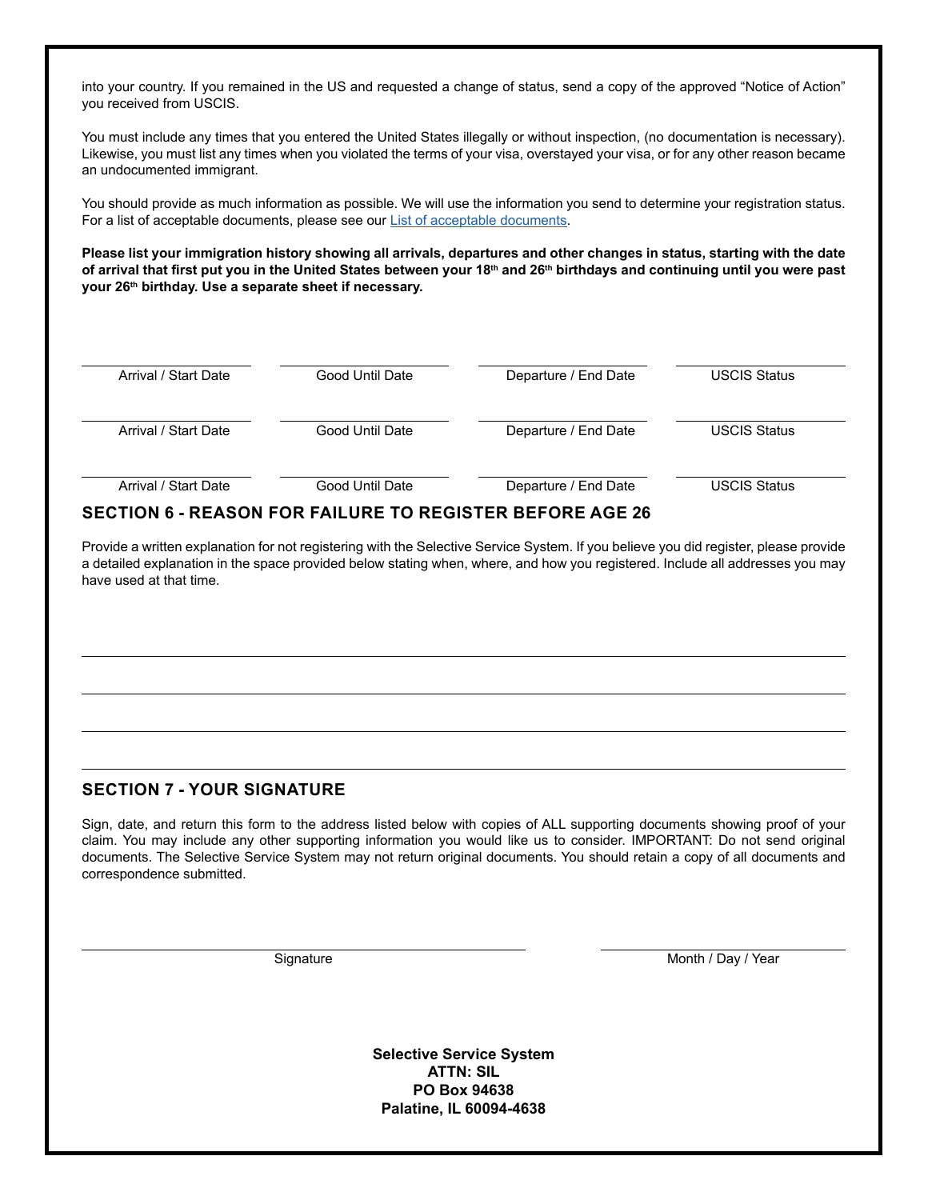into your country. If you remained in the US and requested a change of status, send a copy of the approved "Notice of Action" you received from USCIS.

You must include any times that you entered the United States illegally or without inspection, (no documentation is necessary). Likewise, you must list any times when you violated the terms of your visa, overstayed your visa, or for any other reason became an undocumented immigrant.

You should provide as much information as possible. We will use the information you send to determine your registration status. For a list of acceptable documents, please see our List of acceptable documents.

**Please list your immigration history showing all arrivals, departures and other changes in status, starting with the date of arrival that first put you in the United States between your 18th and 26th birthdays and continuing until you were past your 26th birthday. Use a separate sheet if necessary.**

| Arrival / Start Date | Good Until Date | Departure / End Date | USCIS Status |
|---|---|---|---|
| | | | |
| | | | |
| | | | |

## SECTION 6 - REASON FOR FAILURE TO REGISTER BEFORE AGE 26

Provide a written explanation for not registering with the Selective Service System. If you believe you did register, please provide a detailed explanation in the space provided below stating when, where, and how you registered. Include all addresses you may have used at that time.

______________________________________________________________

______________________________________________________________

______________________________________________________________

______________________________________________________________

## SECTION 7 - YOUR SIGNATURE

Sign, date, and return this form to the address listed below with copies of ALL supporting documents showing proof of your claim. You may include any other supporting information you would like us to consider. IMPORTANT: Do not send original documents. The Selective Service System may not return original documents. You should retain a copy of all documents and correspondence submitted.

______________________________ Signature

______________________________ Month / Day / Year

**Selective Service System**
**ATTN: SIL**
**PO Box 94638**
**Palatine, IL 60094-4638**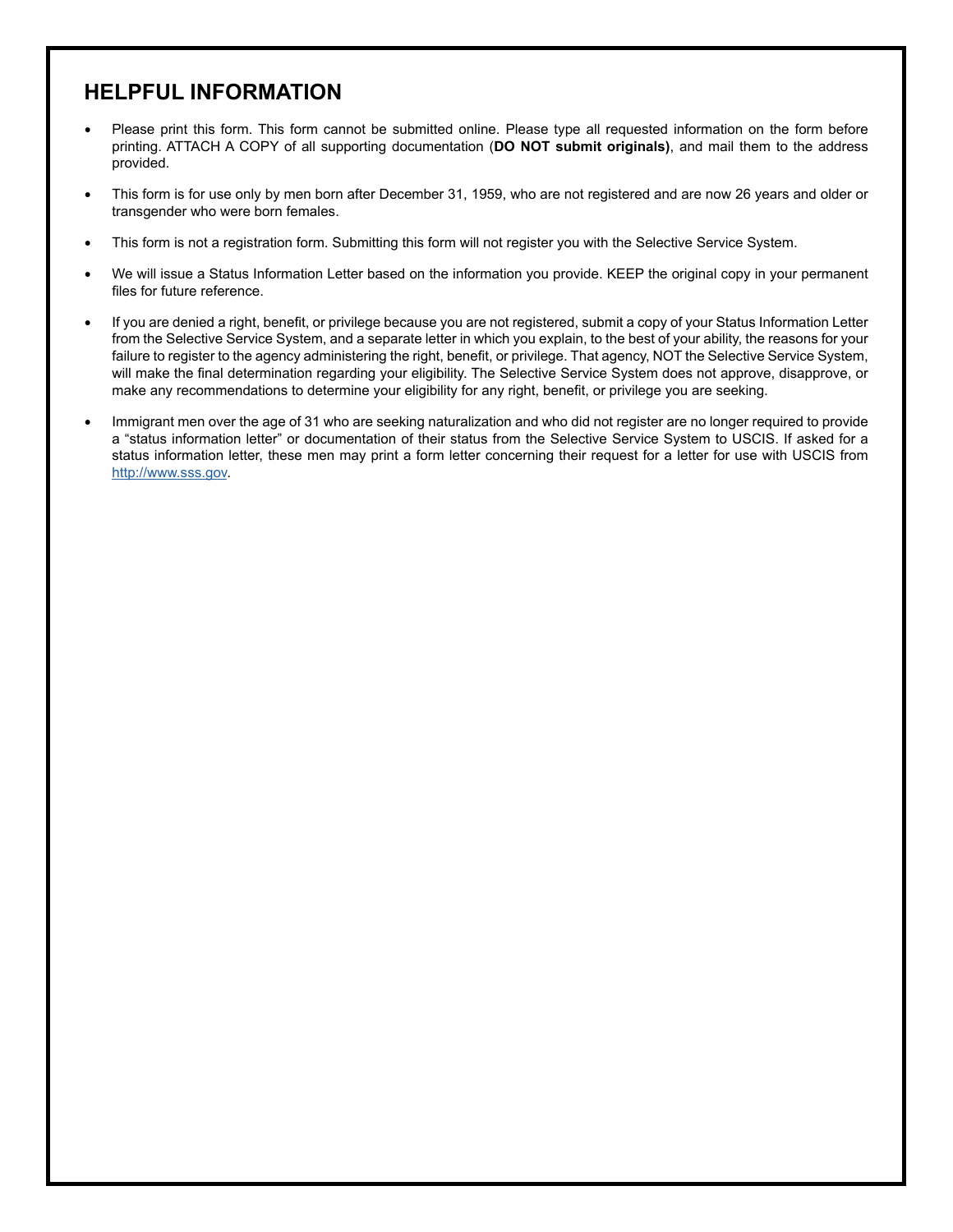## HELPFUL INFORMATION

- Please print this form. This form cannot be submitted online. Please type all requested information on the form before printing. ATTACH A COPY of all supporting documentation (**DO NOT submit originals)**, and mail them to the address provided.
- This form is for use only by men born after December 31, 1959, who are not registered and are now 26 years and older or transgender who were born females.
- This form is not a registration form. Submitting this form will not register you with the Selective Service System.
- We will issue a Status Information Letter based on the information you provide. KEEP the original copy in your permanent files for future reference.
- If you are denied a right, benefit, or privilege because you are not registered, submit a copy of your Status Information Letter from the Selective Service System, and a separate letter in which you explain, to the best of your ability, the reasons for your failure to register to the agency administering the right, benefit, or privilege. That agency, NOT the Selective Service System, will make the final determination regarding your eligibility. The Selective Service System does not approve, disapprove, or make any recommendations to determine your eligibility for any right, benefit, or privilege you are seeking.
- Immigrant men over the age of 31 who are seeking naturalization and who did not register are no longer required to provide a "status information letter" or documentation of their status from the Selective Service System to USCIS. If asked for a status information letter, these men may print a form letter concerning their request for a letter for use with USCIS from [http://www.sss.gov](http://www.sss.gov).